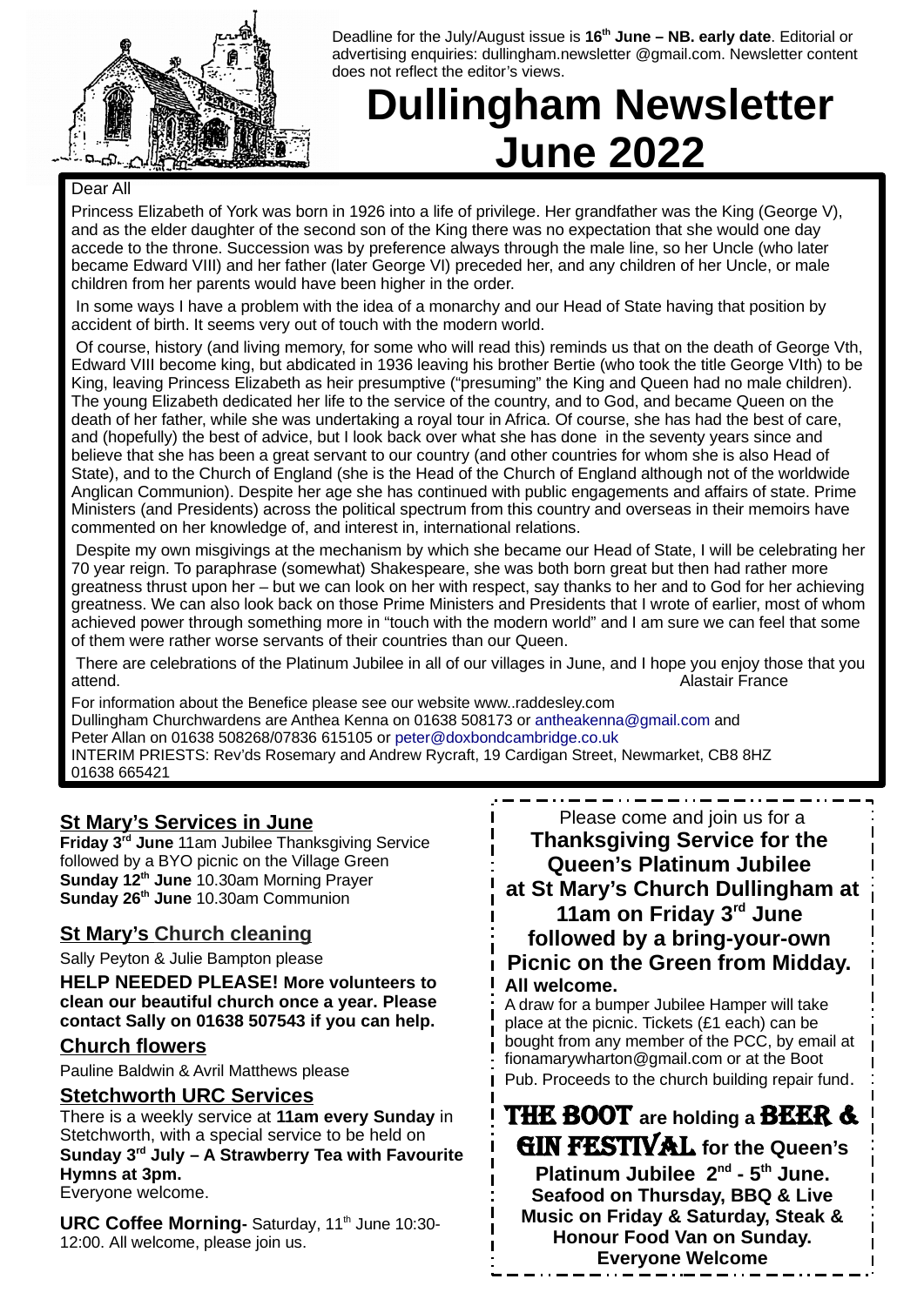Deadline for the July/August issue is 16th June – NB. early date. Editorial or advertising enquiries: dullingham.newsletter @gmail.com. Newsletter content does not reflect the editor's views.

# Dullingham Newsletter June 2022

Dear All

Princess Elizabeth of York was born in 1926 into a life of privilege. Her grandfather was the King (George V), and as the elder daughter of the second son of the King there was no expectation that she would one day accede to the throne. Succession was by preference always through the male line, so her Uncle (who later became Edward VIII) and her father (later George VI) preceded her, and any children of her Uncle, or male children from her parents would have been higher in the order.

In some ways I have a problem with the idea of a monarchy and our Head of State having that position by accident of birth. It seems very out of touch with the modern world.

Of course, history (and living memory, for some who will read this) reminds us that on the death of George Vth, Edward VIII become king, but abdicated in 1936 leaving his brother Bertie (who took the title George VIth) to be King, leaving Princess Elizabeth as heir presumptive ("presuming" the King and Queen had no male children). The young Elizabeth dedicated her life to the service of the country, and to God, and became Queen on the death of her father, while she was undertaking a royal tour in Africa. Of course, she has had the best of care, and (hopefully) the best of advice, but I look back over what she has done in the seventy years since and believe that she has been a great servant to our country (and other countries for whom she is also Head of State), and to the Church of England (she is the Head of the Church of England although not of the worldwide Anglican Communion). Despite her age she has continued with public engagements and affairs of state. Prime Ministers (and Presidents) across the political spectrum from this country and overseas in their memoirs have commented on her knowledge of, and interest in, international relations.

Despite my own misgivings at the mechanism by which she became our Head of State, I will be celebrating her 70 year reign. To paraphrase (somewhat) Shakespeare, she was both born great but then had rather more greatness thrust upon her – but we can look on her with respect, say thanks to her and to God for her achieving greatness. We can also look back on those Prime Ministers and Presidents that I wrote of earlier, most of whom achieved power through something more in "touch with the modern world" and I am sure we can feel that some of them were rather worse servants of their countries than our Queen.

There are celebrations of the Platinum Jubilee in all of our villages in June, and I hope you enjoy those that you attend.

Alastair France

For information about the Benefice please see our website www..raddesley.com
Dullingham Churchwardens are Anthea Kenna on 01638 508173 or antheakenna@gmail.com and Peter Allan on 01638 508268/07836 615105 or peter@doxbondcambridge.co.uk
INTERIM PRIESTS: Rev'ds Rosemary and Andrew Rycraft, 19 Cardigan Street, Newmarket, CB8 8HZ 01638 665421

## St Mary's Services in June

**Friday 3rd June** 11am Jubilee Thanksgiving Service followed by a BYO picnic on the Village Green
**Sunday 12th June** 10.30am Morning Prayer
**Sunday 26th June** 10.30am Communion

## St Mary's Church cleaning

Sally Peyton & Julie Bampton please

**HELP NEEDED PLEASE! More volunteers to clean our beautiful church once a year. Please contact Sally on 01638 507543 if you can help.**

## Church flowers

Pauline Baldwin & Avril Matthews please

## Stetchworth URC Services

There is a weekly service at **11am every Sunday** in Stetchworth, with a special service to be held on **Sunday 3rd July – A Strawberry Tea with Favourite Hymns at 3pm.**
Everyone welcome.

**URC Coffee Morning-** Saturday, 11th June 10:30-12:00. All welcome, please join us.

Please come and join us for a

**Thanksgiving Service for the Queen's Platinum Jubilee at St Mary's Church Dullingham at 11am on Friday 3rd June followed by a bring-your-own Picnic on the Green from Midday.**

**All welcome.**

A draw for a bumper Jubilee Hamper will take place at the picnic. Tickets (£1 each) can be bought from any member of the PCC, by email at fionamarywharton@gmail.com or at the Boot Pub. Proceeds to the church building repair fund.

**THE BOOT are holding a BEER & GIN FESTIVAL for the Queen's Platinum Jubilee 2nd - 5th June. Seafood on Thursday, BBQ & Live Music on Friday & Saturday, Steak & Honour Food Van on Sunday. Everyone Welcome**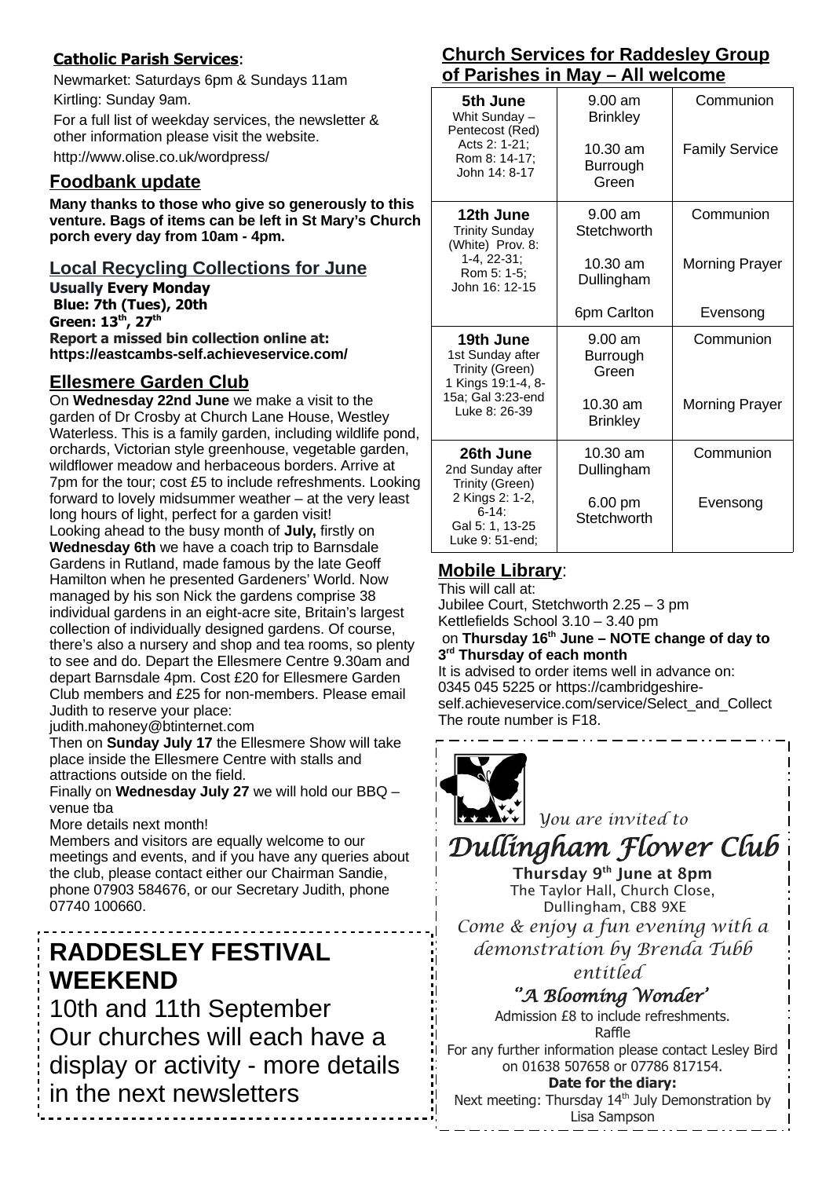**Catholic Parish Services**:

Newmarket: Saturdays 6pm & Sundays 11am

Kirtling: Sunday 9am.

For a full list of weekday services, the newsletter & other information please visit the website.

http://www.olise.co.uk/wordpress/

## Foodbank update

**Many thanks to those who give so generously to this venture. Bags of items can be left in St Mary's Church porch every day from 10am - 4pm.**

## Local Recycling Collections for June

**Usually Every Monday**
**Blue: 7th (Tues), 20th**
**Green: 13th, 27th**
**Report a missed bin collection online at: https://eastcambs-self.achieveservice.com/**

## Ellesmere Garden Club

On **Wednesday 22nd June** we make a visit to the garden of Dr Crosby at Church Lane House, Westley Waterless. This is a family garden, including wildlife pond, orchards, Victorian style greenhouse, vegetable garden, wildflower meadow and herbaceous borders. Arrive at 7pm for the tour; cost £5 to include refreshments. Looking forward to lovely midsummer weather – at the very least long hours of light, perfect for a garden visit!

Looking ahead to the busy month of **July,** firstly on **Wednesday 6th** we have a coach trip to Barnsdale Gardens in Rutland, made famous by the late Geoff Hamilton when he presented Gardeners' World. Now managed by his son Nick the gardens comprise 38 individual gardens in an eight-acre site, Britain's largest collection of individually designed gardens. Of course, there's also a nursery and shop and tea rooms, so plenty to see and do. Depart the Ellesmere Centre 9.30am and depart Barnsdale 4pm. Cost £20 for Ellesmere Garden Club members and £25 for non-members. Please email Judith to reserve your place:
judith.mahoney@btinternet.com

Then on **Sunday July 17** the Ellesmere Show will take place inside the Ellesmere Centre with stalls and attractions outside on the field.

Finally on **Wednesday July 27** we will hold our BBQ – venue tba

More details next month!

Members and visitors are equally welcome to our meetings and events, and if you have any queries about the club, please contact either our Chairman Sandie, phone 07903 584676, or our Secretary Judith, phone 07740 100660.

## RADDESLEY FESTIVAL WEEKEND

10th and 11th September
Our churches will each have a display or activity - more details in the next newsletters

## Church Services for Raddesley Group of Parishes in May – All welcome

| Date | Time / Place | Service |
|---|---|---|
| **5th June** Whit Sunday – Pentecost (Red) Acts 2: 1-21; Rom 8: 14-17; John 14: 8-17 | 9.00 am Brinkley | Communion |
| | 10.30 am Burrough Green | Family Service |
| **12th June** Trinity Sunday (White) Prov. 8: 1-4, 22-31; Rom 5: 1-5; John 16: 12-15 | 9.00 am Stetchworth | Communion |
| | 10.30 am Dullingham | Morning Prayer |
| | 6pm Carlton | Evensong |
| **19th June** 1st Sunday after Trinity (Green) 1 Kings 19:1-4, 8-15a; Gal 3:23-end Luke 8: 26-39 | 9.00 am Burrough Green | Communion |
| | 10.30 am Brinkley | Morning Prayer |
| **26th June** 2nd Sunday after Trinity (Green) 2 Kings 2: 1-2, 6-14: Gal 5: 1, 13-25 Luke 9: 51-end; | 10.30 am Dullingham | Communion |
| | 6.00 pm Stetchworth | Evensong |

## Mobile Library:

This will call at:
Jubilee Court, Stetchworth 2.25 – 3 pm
Kettlefields School 3.10 – 3.40 pm
on **Thursday 16th June – NOTE change of day to 3rd Thursday of each month**
It is advised to order items well in advance on:
0345 045 5225 or https://cambridgeshire-self.achieveservice.com/service/Select_and_Collect
The route number is F18.

*You are invited to*

## *Dullingham Flower Club*

**Thursday 9th June at 8pm**
The Taylor Hall, Church Close, Dullingham, CB8 9XE

*Come & enjoy a fun evening with a demonstration by Brenda Tubb entitled*

***"A Blooming Wonder"***

Admission £8 to include refreshments.
Raffle
For any further information please contact Lesley Bird on 01638 507658 or 07786 817154.

**Date for the diary:**
Next meeting: Thursday 14th July Demonstration by Lisa Sampson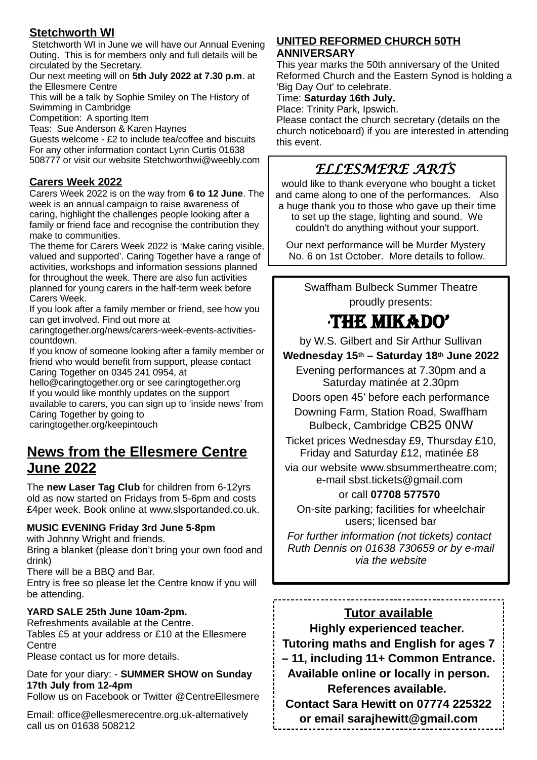## Stetchworth WI

Stetchworth WI in June we will have our Annual Evening Outing. This is for members only and full details will be circulated by the Secretary.

Our next meeting will on **5th July 2022 at 7.30 p.m**. at the Ellesmere Centre

This will be a talk by Sophie Smiley on The History of Swimming in Cambridge

Competition: A sporting Item

Teas: Sue Anderson & Karen Haynes

Guests welcome - £2 to include tea/coffee and biscuits

For any other information contact Lynn Curtis 01638 508777 or visit our website Stetchworthwi@weebly.com

## Carers Week 2022

Carers Week 2022 is on the way from **6 to 12 June**. The week is an annual campaign to raise awareness of caring, highlight the challenges people looking after a family or friend face and recognise the contribution they make to communities.

The theme for Carers Week 2022 is 'Make caring visible, valued and supported'. Caring Together have a range of activities, workshops and information sessions planned for throughout the week. There are also fun activities planned for young carers in the half-term week before Carers Week.

If you look after a family member or friend, see how you can get involved. Find out more at caringtogether.org/news/carers-week-events-activities-countdown.

If you know of someone looking after a family member or friend who would benefit from support, please contact Caring Together on 0345 241 0954, at hello@caringtogether.org or see caringtogether.org

If you would like monthly updates on the support available to carers, you can sign up to 'inside news' from Caring Together by going to caringtogether.org/keepintouch

## News from the Ellesmere Centre June 2022

The **new Laser Tag Club** for children from 6-12yrs old as now started on Fridays from 5-6pm and costs £4per week. Book online at www.slsportanded.co.uk.

**MUSIC EVENING Friday 3rd June 5-8pm**

with Johnny Wright and friends.

Bring a blanket (please don't bring your own food and drink)

There will be a BBQ and Bar.

Entry is free so please let the Centre know if you will be attending.

**YARD SALE 25th June 10am-2pm.**

Refreshments available at the Centre.

Tables £5 at your address or £10 at the Ellesmere Centre

Please contact us for more details.

Date for your diary: - **SUMMER SHOW on Sunday 17th July from 12-4pm**

Follow us on Facebook or Twitter @CentreEllesmere

Email: office@ellesmerecentre.org.uk-alternatively call us on 01638 508212

## UNITED REFORMED CHURCH 50TH ANNIVERSARY

This year marks the 50th anniversary of the United Reformed Church and the Eastern Synod is holding a 'Big Day Out' to celebrate.

Time: **Saturday 16th July.**

Place: Trinity Park, Ipswich.

Please contact the church secretary (details on the church noticeboard) if you are interested in attending this event.

## *ELLESMERE ARTS*

would like to thank everyone who bought a ticket and came along to one of the performances. Also a huge thank you to those who gave up their time to set up the stage, lighting and sound. We couldn't do anything without your support.

Our next performance will be Murder Mystery No. 6 on 1st October. More details to follow.

Swaffham Bulbeck Summer Theatre proudly presents:

## 'THE MIKADO'

by W.S. Gilbert and Sir Arthur Sullivan

**Wednesday 15th – Saturday 18th June 2022**

Evening performances at 7.30pm and a Saturday matinée at 2.30pm

Doors open 45' before each performance

Downing Farm, Station Road, Swaffham Bulbeck, Cambridge CB25 0NW

Ticket prices Wednesday £9, Thursday £10, Friday and Saturday £12, matinée £8

via our website www.sbsummertheatre.com; e-mail sbst.tickets@gmail.com

or call **07708 577570**

On-site parking; facilities for wheelchair users; licensed bar

*For further information (not tickets) contact Ruth Dennis on 01638 730659 or by e-mail via the website*

## Tutor available

**Highly experienced teacher.**
**Tutoring maths and English for ages 7 – 11, including 11+ Common Entrance.**
**Available online or locally in person.**
**References available.**
**Contact Sara Hewitt on 07774 225322 or email sarajhewitt@gmail.com**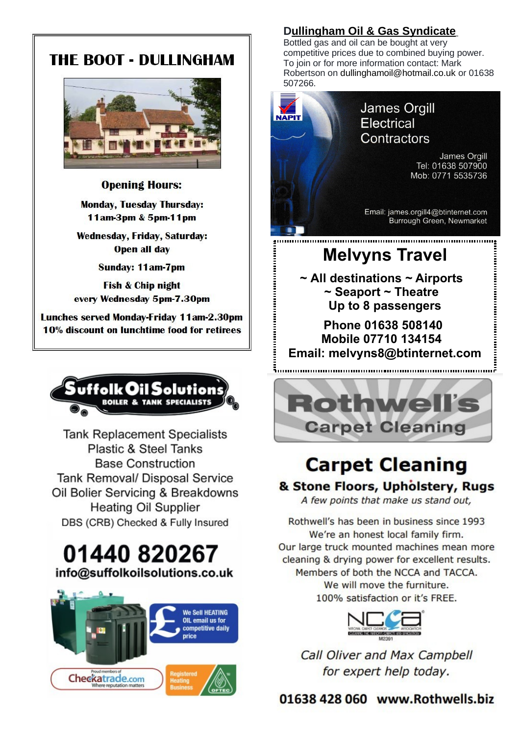# THE BOOT - DULLINGHAM

**Opening Hours:**

**Monday, Tuesday Thursday:**
**11am-3pm & 5pm-11pm**

**Wednesday, Friday, Saturday:**
**Open all day**

**Sunday: 11am-7pm**

**Fish & Chip night**
**every Wednesday 5pm-7.30pm**

**Lunches served Monday-Friday 11am-2.30pm**
**10% discount on lunchtime food for retirees**

## Suffolk Oil Solutions

BOILER & TANK SPECIALISTS

Tank Replacement Specialists
Plastic & Steel Tanks
Base Construction
Tank Removal/ Disposal Service
Oil Bolier Servicing & Breakdowns
Heating Oil Supplier
DBS (CRB) Checked & Fully Insured

**01440 820267**
**info@suffolkoilsolutions.co.uk**

We Sell HEATING OIL email us for competitive daily price

Proud members of Checkatrade.com Where reputation matters

Registered Heating Business OFTEC

## Dullingham Oil & Gas Syndicate

Bottled gas and oil can be bought at very competitive prices due to combined buying power. To join or for more information contact: Mark Robertson on dullinghamoil@hotmail.co.uk or 01638 507266.

## James Orgill Electrical Contractors

NAPIT

James Orgill
Tel: 01638 507900
Mob: 0771 5535736

Email: james.orgill4@btinternet.com
Burrough Green, Newmarket

## Melvyns Travel

**~ All destinations ~ Airports**
**~ Seaport ~ Theatre**
**Up to 8 passengers**

**Phone 01638 508140**
**Mobile 07710 134154**
**Email: melvyns8@btinternet.com**

## Rothwell's Carpet Cleaning

# Carpet Cleaning

**& Stone Floors, Upholstery, Rugs**

*A few points that make us stand out,*

Rothwell's has been in business since 1993
We're an honest local family firm.
Our large truck mounted machines mean more cleaning & drying power for excellent results.
Members of both the NCCA and TACCA.
We will move the furniture.
100% satisfaction or it's FREE.

NCCA M2391

*Call Oliver and Max Campbell for expert help today.*

**01638 428 060 www.Rothwells.biz**